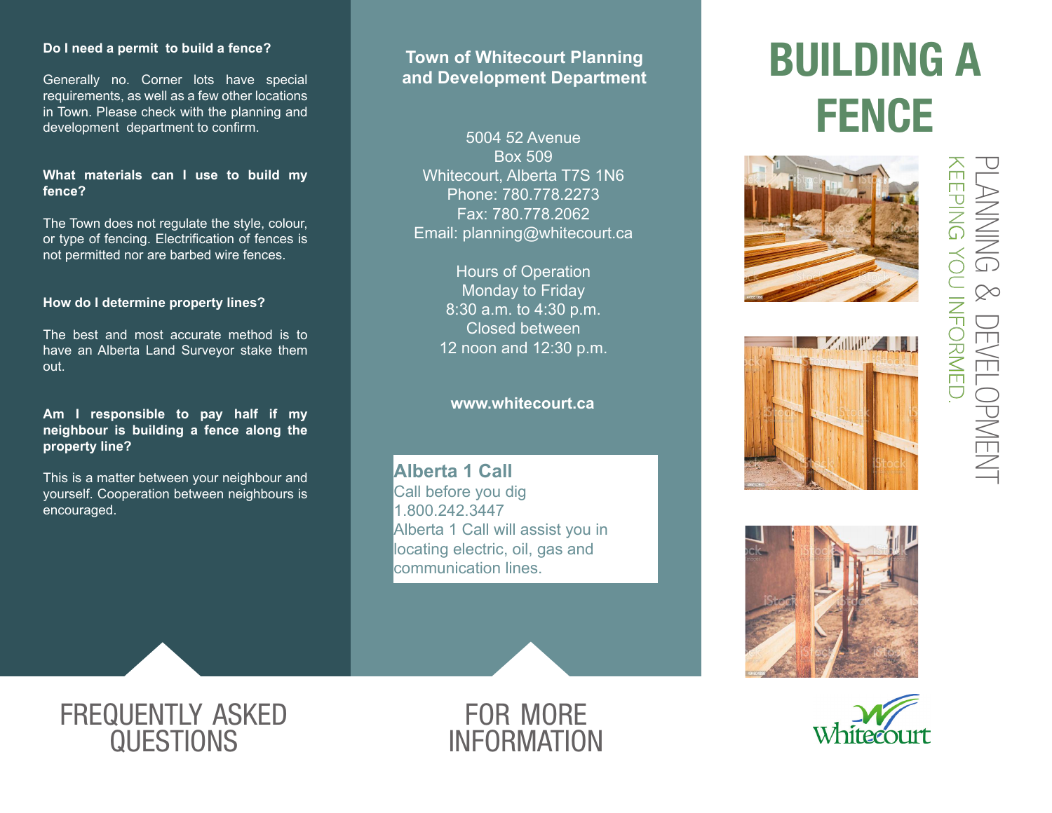# BUILDING A FENCE

PLANNING & DEVELOPMENT

KEEPING YOU INFORMED.

Whitecourt

## FREQUENTLY ASKED QUESTIONS

**Do I need a permit to build a fence?**

Generally no. Corner lots have special requirements, as well as a few other locations in Town. Please check with the planning and development department to confirm.

**What materials can I use to build my fence?**

The Town does not regulate the style, colour, or type of fencing. Electrification of fences is not permitted nor are barbed wire fences.

**How do I determine property lines?**

The best and most accurate method is to have an Alberta Land Surveyor stake them out.

**Am I responsible to pay half if my neighbour is building a fence along the property line?**

This is a matter between your neighbour and yourself. Cooperation between neighbours is encouraged.

## FOR MORE INFORMATION

**Town of Whitecourt Planning and Development Department**

5004 52 Avenue
Box 509
Whitecourt, Alberta T7S 1N6
Phone: 780.778.2273
Fax: 780.778.2062
Email: planning@whitecourt.ca

Hours of Operation
Monday to Friday
8:30 a.m. to 4:30 p.m.
Closed between
12 noon and 12:30 p.m.

**www.whitecourt.ca**

**Alberta 1 Call**
Call before you dig
1.800.242.3447
Alberta 1 Call will assist you in locating electric, oil, gas and communication lines.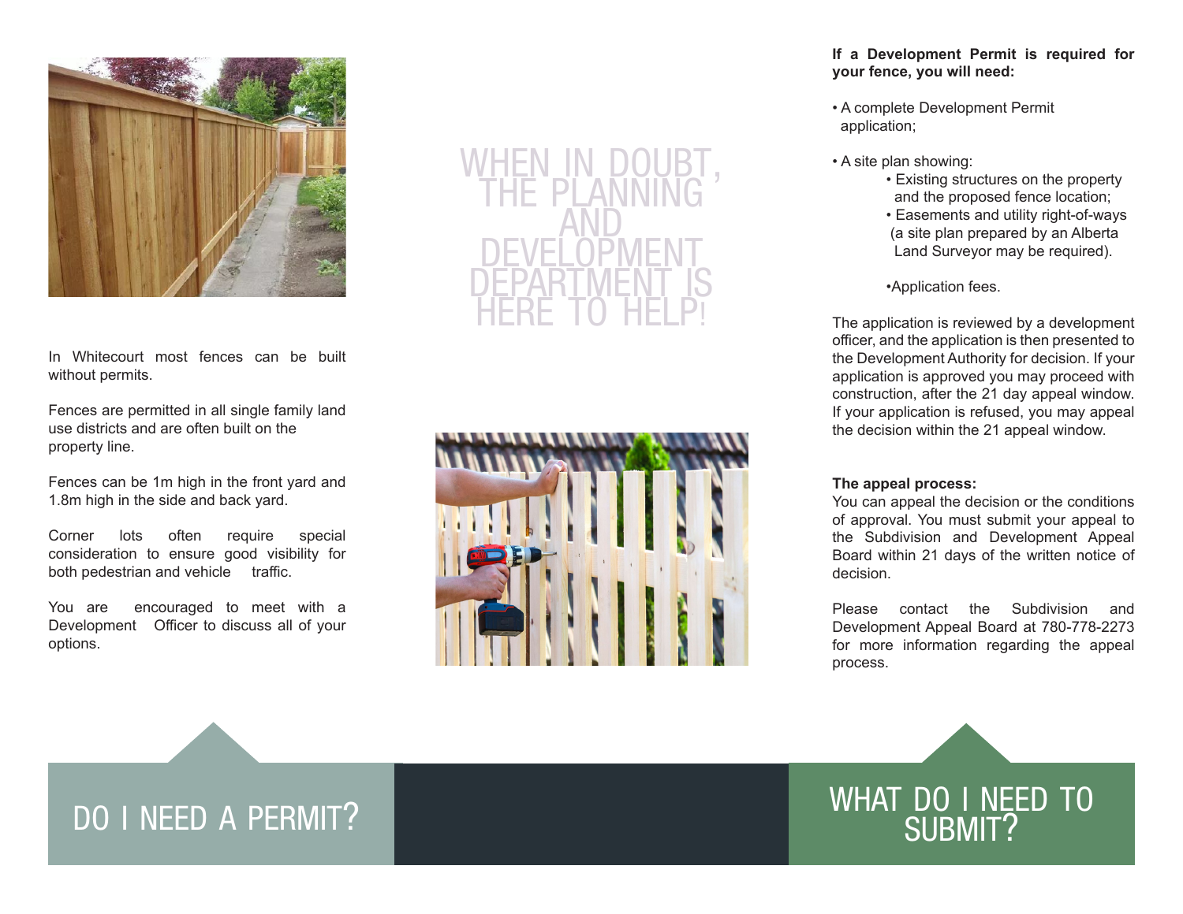In Whitecourt most fences can be built without permits.

Fences are permitted in all single family land use districts and are often built on the property line.

Fences can be 1m high in the front yard and 1.8m high in the side and back yard.

Corner lots often require special consideration to ensure good visibility for both pedestrian and vehicle traffic.

You are encouraged to meet with a Development Officer to discuss all of your options.

# DO I NEED A PERMIT?

## WHEN IN DOUBT, THE PLANNING AND DEVELOPMENT DEPARTMENT IS HERE TO HELP!

**If a Development Permit is required for your fence, you will need:**

- A complete Development Permit application;
- A site plan showing:
    - Existing structures on the property and the proposed fence location;
    - Easements and utility right-of-ways (a site plan prepared by an Alberta Land Surveyor may be required).
- Application fees.

The application is reviewed by a development officer, and the application is then presented to the Development Authority for decision. If your application is approved you may proceed with construction, after the 21 day appeal window. If your application is refused, you may appeal the decision within the 21 appeal window.

**The appeal process:**
You can appeal the decision or the conditions of approval. You must submit your appeal to the Subdivision and Development Appeal Board within 21 days of the written notice of decision.

Please contact the Subdivision and Development Appeal Board at 780-778-2273 for more information regarding the appeal process.

# WHAT DO I NEED TO SUBMIT?